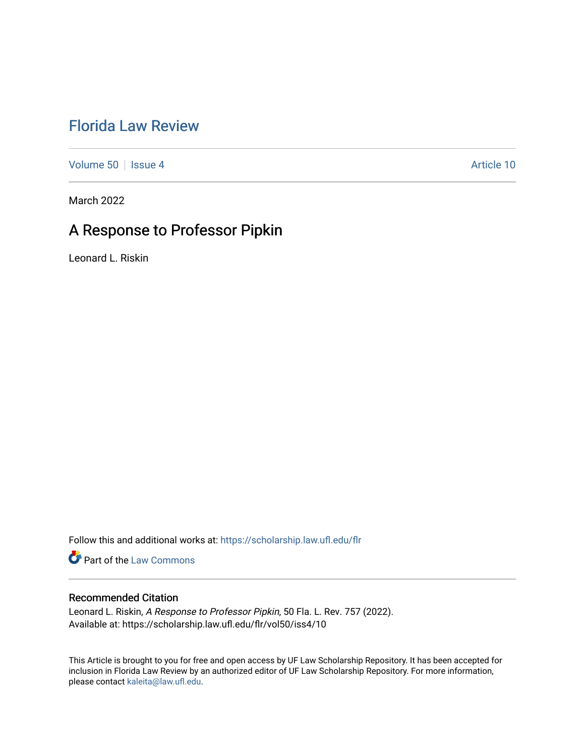# Florida Law Review

Volume 50 | Issue 4 | Article 10

March 2022

## A Response to Professor Pipkin

Leonard L. Riskin

Follow this and additional works at: https://scholarship.law.ufl.edu/flr

Part of the Law Commons

### Recommended Citation

Leonard L. Riskin, *A Response to Professor Pipkin*, 50 Fla. L. Rev. 757 (2022).
Available at: https://scholarship.law.ufl.edu/flr/vol50/iss4/10

This Article is brought to you for free and open access by UF Law Scholarship Repository. It has been accepted for inclusion in Florida Law Review by an authorized editor of UF Law Scholarship Repository. For more information, please contact kaleita@law.ufl.edu.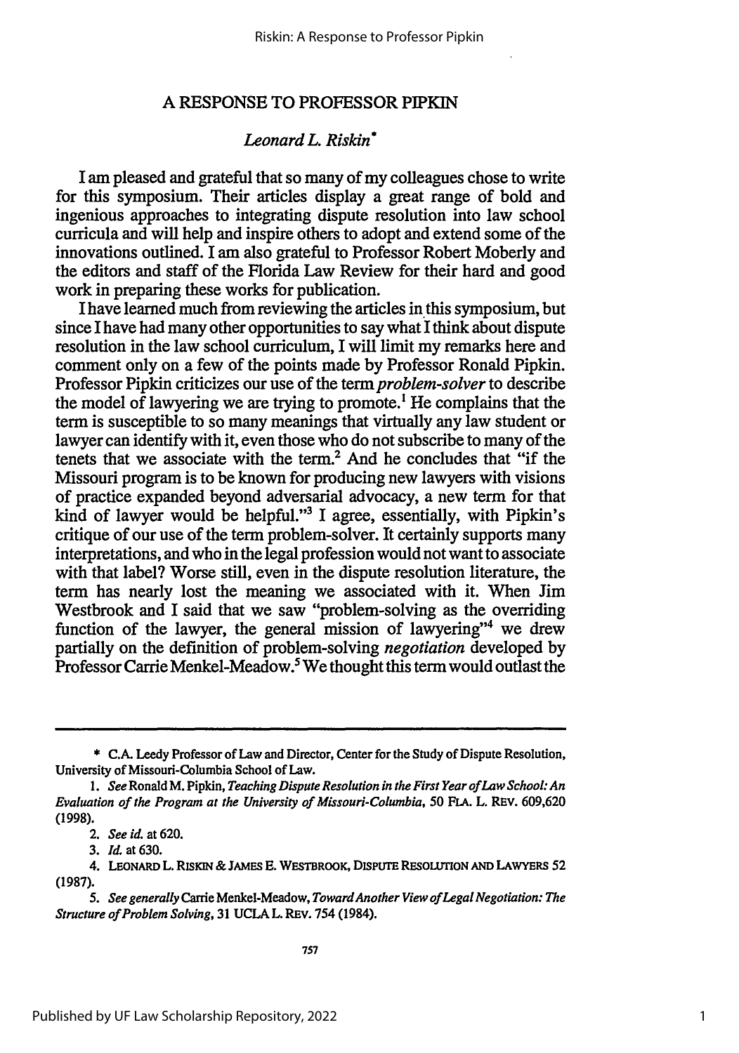## A RESPONSE TO PROFESSOR PIPKIN

*Leonard L. Riskin*\*

I am pleased and grateful that so many of my colleagues chose to write for this symposium. Their articles display a great range of bold and ingenious approaches to integrating dispute resolution into law school curricula and will help and inspire others to adopt and extend some of the innovations outlined. I am also grateful to Professor Robert Moberly and the editors and staff of the Florida Law Review for their hard and good work in preparing these works for publication.

I have learned much from reviewing the articles in this symposium, but since I have had many other opportunities to say what I think about dispute resolution in the law school curriculum, I will limit my remarks here and comment only on a few of the points made by Professor Ronald Pipkin. Professor Pipkin criticizes our use of the term *problem-solver* to describe the model of lawyering we are trying to promote.[1] He complains that the term is susceptible to so many meanings that virtually any law student or lawyer can identify with it, even those who do not subscribe to many of the tenets that we associate with the term.[2] And he concludes that "if the Missouri program is to be known for producing new lawyers with visions of practice expanded beyond adversarial advocacy, a new term for that kind of lawyer would be helpful."[3] I agree, essentially, with Pipkin's critique of our use of the term problem-solver. It certainly supports many interpretations, and who in the legal profession would not want to associate with that label? Worse still, even in the dispute resolution literature, the term has nearly lost the meaning we associated with it. When Jim Westbrook and I said that we saw "problem-solving as the overriding function of the lawyer, the general mission of lawyering"[4] we drew partially on the definition of problem-solving *negotiation* developed by Professor Carrie Menkel-Meadow.[5] We thought this term would outlast the

---

\* C.A. Leedy Professor of Law and Director, Center for the Study of Dispute Resolution, University of Missouri-Columbia School of Law.

1. *See* Ronald M. Pipkin, *Teaching Dispute Resolution in the First Year of Law School: An Evaluation of the Program at the University of Missouri-Columbia*, 50 FLA. L. REV. 609, 620 (1998).

2. *See id.* at 620.

3. *Id.* at 630.

4. LEONARD L. RISKIN & JAMES E. WESTBROOK, DISPUTE RESOLUTION AND LAWYERS 52 (1987).

5. *See generally* Carrie Menkel-Meadow, *Toward Another View of Legal Negotiation: The Structure of Problem Solving*, 31 UCLA L. REV. 754 (1984).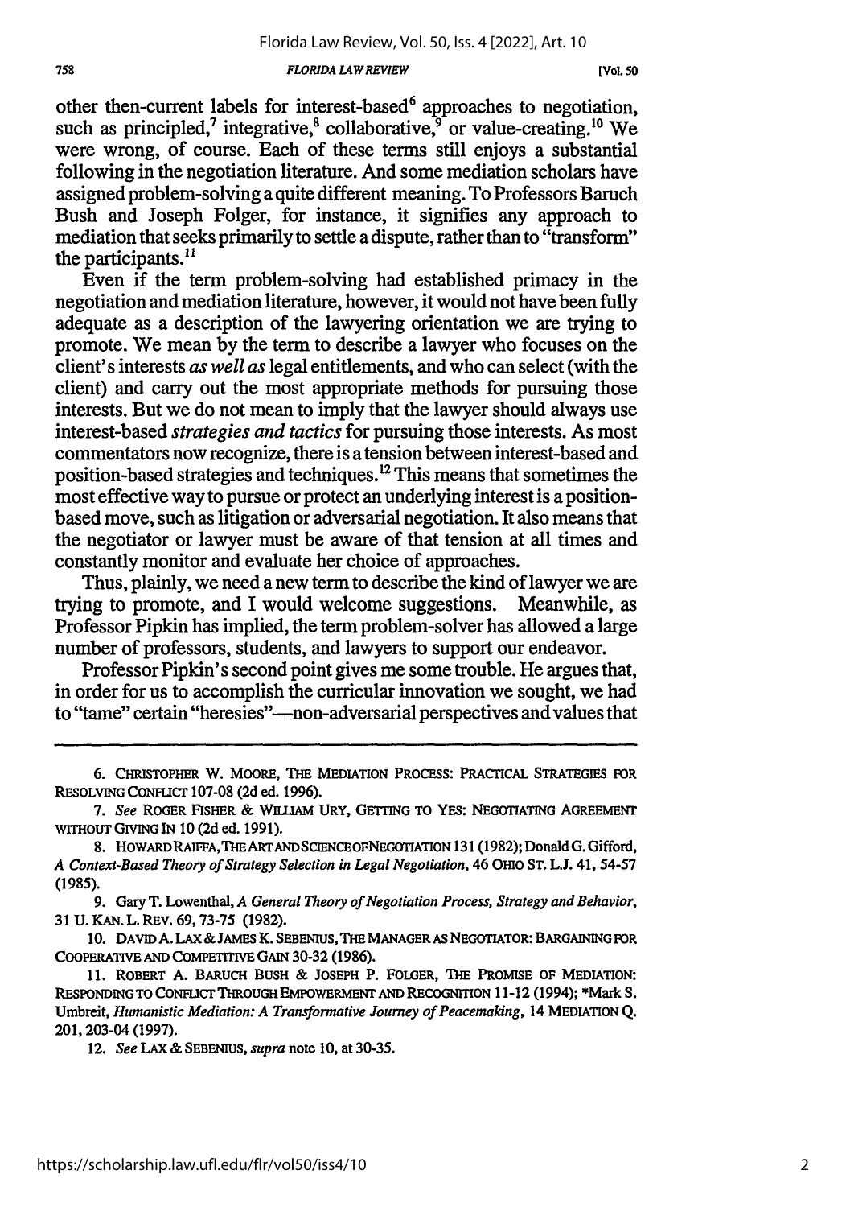other then-current labels for interest-based[6] approaches to negotiation, such as principled,[7] integrative,[8] collaborative,[9] or value-creating.[10] We were wrong, of course. Each of these terms still enjoys a substantial following in the negotiation literature. And some mediation scholars have assigned problem-solving a quite different meaning. To Professors Baruch Bush and Joseph Folger, for instance, it signifies any approach to mediation that seeks primarily to settle a dispute, rather than to "transform" the participants.[11]

Even if the term problem-solving had established primacy in the negotiation and mediation literature, however, it would not have been fully adequate as a description of the lawyering orientation we are trying to promote. We mean by the term to describe a lawyer who focuses on the client's interests *as well as* legal entitlements, and who can select (with the client) and carry out the most appropriate methods for pursuing those interests. But we do not mean to imply that the lawyer should always use interest-based *strategies and tactics* for pursuing those interests. As most commentators now recognize, there is a tension between interest-based and position-based strategies and techniques.[12] This means that sometimes the most effective way to pursue or protect an underlying interest is a position-based move, such as litigation or adversarial negotiation. It also means that the negotiator or lawyer must be aware of that tension at all times and constantly monitor and evaluate her choice of approaches.

Thus, plainly, we need a new term to describe the kind of lawyer we are trying to promote, and I would welcome suggestions. Meanwhile, as Professor Pipkin has implied, the term problem-solver has allowed a large number of professors, students, and lawyers to support our endeavor.

Professor Pipkin's second point gives me some trouble. He argues that, in order for us to accomplish the curricular innovation we sought, we had to "tame" certain "heresies"—non-adversarial perspectives and values that

---

6. CHRISTOPHER W. MOORE, THE MEDIATION PROCESS: PRACTICAL STRATEGIES FOR RESOLVING CONFLICT 107-08 (2d ed. 1996).

7. *See* ROGER FISHER & WILLIAM URY, GETTING TO YES: NEGOTIATING AGREEMENT WITHOUT GIVING IN 10 (2d ed. 1991).

8. HOWARD RAIFFA, THE ART AND SCIENCE OF NEGOTIATION 131 (1982); Donald G. Gifford, *A Context-Based Theory of Strategy Selection in Legal Negotiation*, 46 OHIO ST. L.J. 41, 54-57 (1985).

9. Gary T. Lowenthal, *A General Theory of Negotiation Process, Strategy and Behavior*, 31 U. KAN. L. REV. 69, 73-75 (1982).

10. DAVID A. LAX & JAMES K. SEBENIUS, THE MANAGER AS NEGOTIATOR: BARGAINING FOR COOPERATIVE AND COMPETITIVE GAIN 30-32 (1986).

11. ROBERT A. BARUCH BUSH & JOSEPH P. FOLGER, THE PROMISE OF MEDIATION: RESPONDING TO CONFLICT THROUGH EMPOWERMENT AND RECOGNITION 11-12 (1994); *Mark S. Umbreit, *Humanistic Mediation: A Transformative Journey of Peacemaking*, 14 MEDIATION Q. 201, 203-04 (1997).

12. *See* LAX & SEBENIUS, *supra* note 10, at 30-35.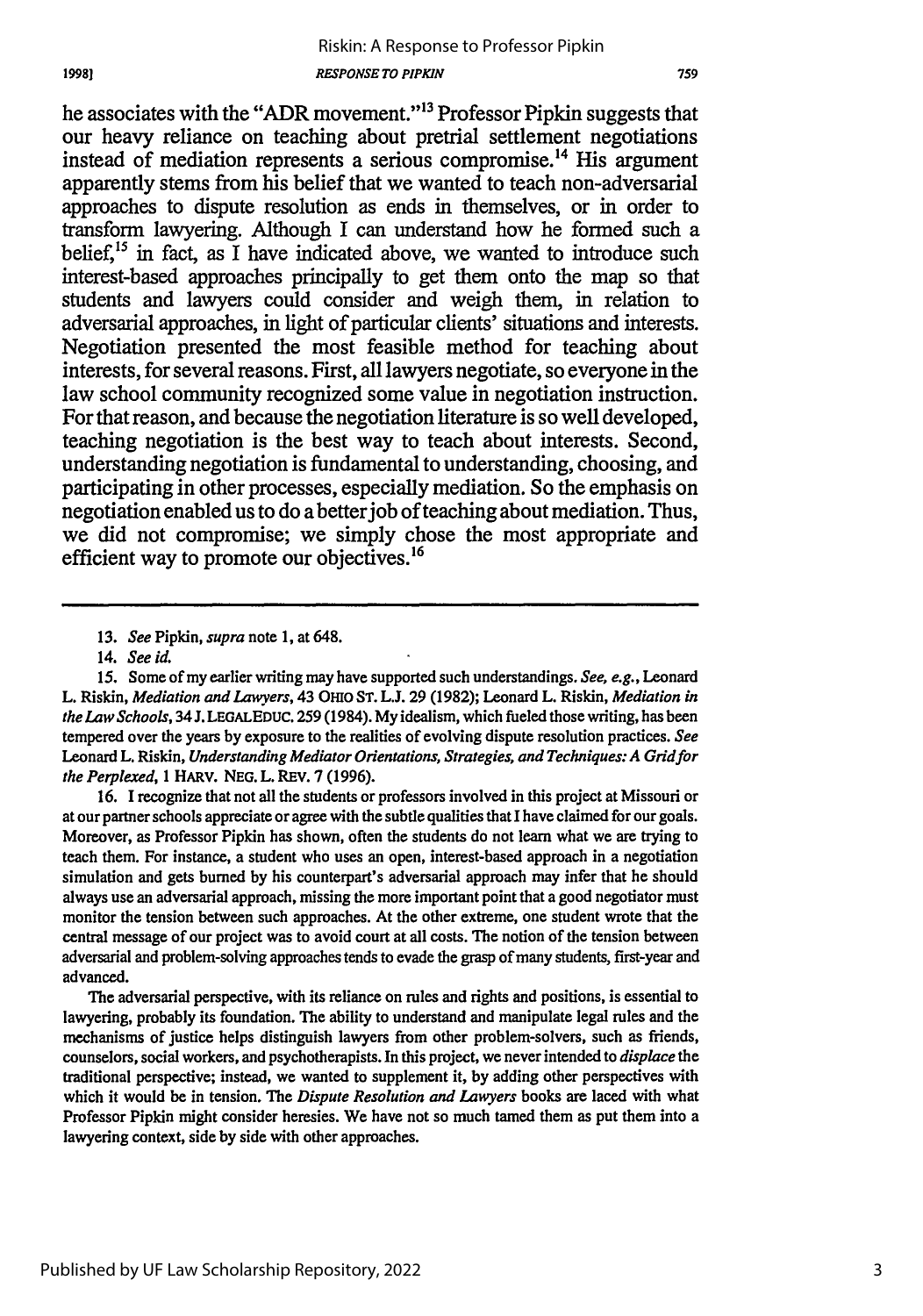he associates with the "ADR movement."[13] Professor Pipkin suggests that our heavy reliance on teaching about pretrial settlement negotiations instead of mediation represents a serious compromise.[14] His argument apparently stems from his belief that we wanted to teach non-adversarial approaches to dispute resolution as ends in themselves, or in order to transform lawyering. Although I can understand how he formed such a belief,[15] in fact, as I have indicated above, we wanted to introduce such interest-based approaches principally to get them onto the map so that students and lawyers could consider and weigh them, in relation to adversarial approaches, in light of particular clients' situations and interests. Negotiation presented the most feasible method for teaching about interests, for several reasons. First, all lawyers negotiate, so everyone in the law school community recognized some value in negotiation instruction. For that reason, and because the negotiation literature is so well developed, teaching negotiation is the best way to teach about interests. Second, understanding negotiation is fundamental to understanding, choosing, and participating in other processes, especially mediation. So the emphasis on negotiation enabled us to do a better job of teaching about mediation. Thus, we did not compromise; we simply chose the most appropriate and efficient way to promote our objectives.[16]

---

13. *See* Pipkin, *supra* note 1, at 648.

14. *See id.*

15. Some of my earlier writing may have supported such understandings. *See, e.g.*, Leonard L. Riskin, *Mediation and Lawyers*, 43 OHIO ST. L.J. 29 (1982); Leonard L. Riskin, *Mediation in the Law Schools*, 34 J. LEGAL EDUC. 259 (1984). My idealism, which fueled those writing, has been tempered over the years by exposure to the realities of evolving dispute resolution practices. *See* Leonard L. Riskin, *Understanding Mediator Orientations, Strategies, and Techniques: A Grid for the Perplexed*, 1 HARV. NEG. L. REV. 7 (1996).

16. I recognize that not all the students or professors involved in this project at Missouri or at our partner schools appreciate or agree with the subtle qualities that I have claimed for our goals. Moreover, as Professor Pipkin has shown, often the students do not learn what we are trying to teach them. For instance, a student who uses an open, interest-based approach in a negotiation simulation and gets burned by his counterpart's adversarial approach may infer that he should always use an adversarial approach, missing the more important point that a good negotiator must monitor the tension between such approaches. At the other extreme, one student wrote that the central message of our project was to avoid court at all costs. The notion of the tension between adversarial and problem-solving approaches tends to evade the grasp of many students, first-year and advanced.

The adversarial perspective, with its reliance on rules and rights and positions, is essential to lawyering, probably its foundation. The ability to understand and manipulate legal rules and the mechanisms of justice helps distinguish lawyers from other problem-solvers, such as friends, counselors, social workers, and psychotherapists. In this project, we never intended to *displace* the traditional perspective; instead, we wanted to supplement it, by adding other perspectives with which it would be in tension. The *Dispute Resolution and Lawyers* books are laced with what Professor Pipkin might consider heresies. We have not so much tamed them as put them into a lawyering context, side by side with other approaches.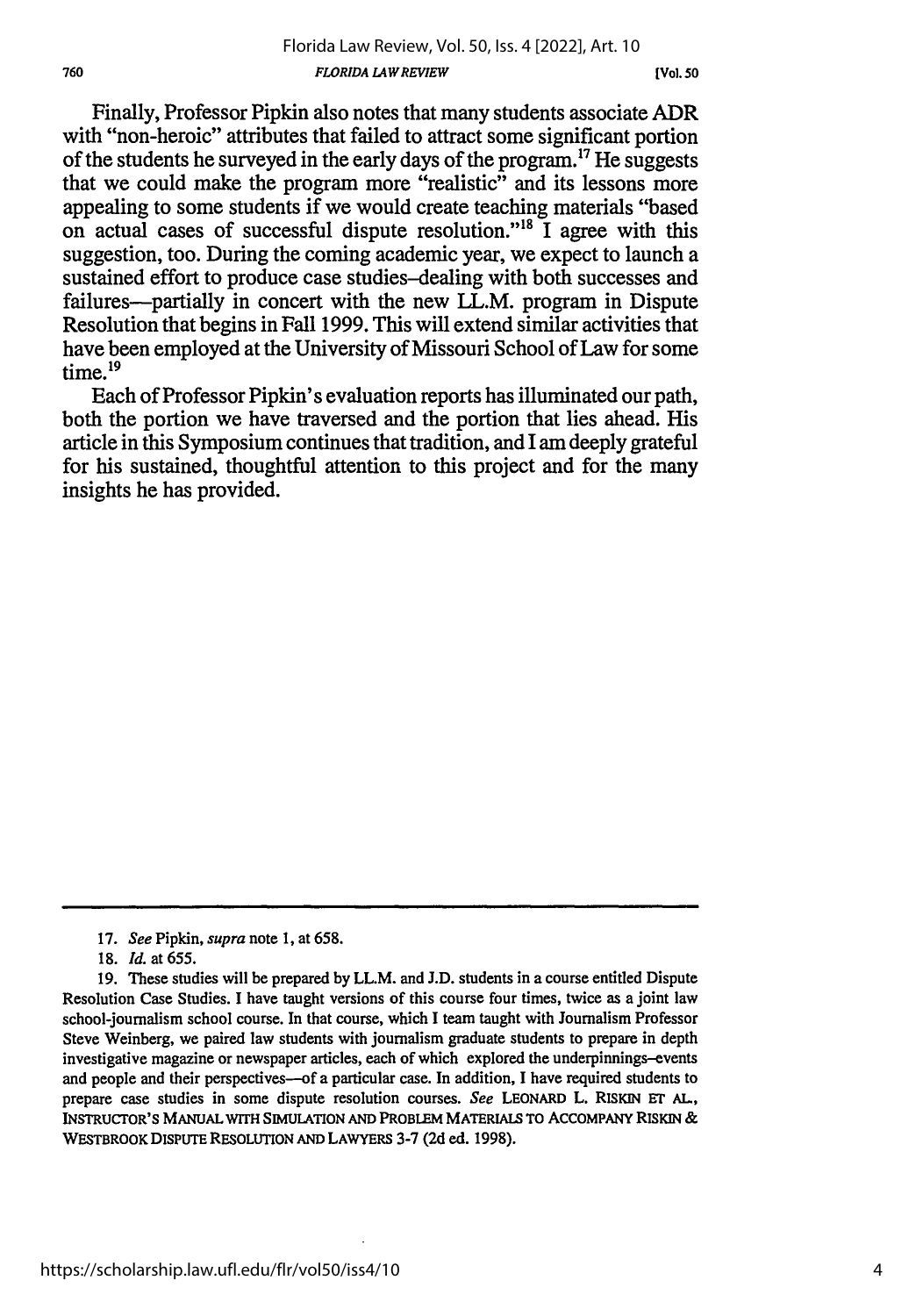Finally, Professor Pipkin also notes that many students associate ADR with "non-heroic" attributes that failed to attract some significant portion of the students he surveyed in the early days of the program.[17] He suggests that we could make the program more "realistic" and its lessons more appealing to some students if we would create teaching materials "based on actual cases of successful dispute resolution."[18] I agree with this suggestion, too. During the coming academic year, we expect to launch a sustained effort to produce case studies–dealing with both successes and failures—partially in concert with the new LL.M. program in Dispute Resolution that begins in Fall 1999. This will extend similar activities that have been employed at the University of Missouri School of Law for some time.[19]

Each of Professor Pipkin's evaluation reports has illuminated our path, both the portion we have traversed and the portion that lies ahead. His article in this Symposium continues that tradition, and I am deeply grateful for his sustained, thoughtful attention to this project and for the many insights he has provided.

---

17. *See* Pipkin, *supra* note 1, at 658.

18. *Id.* at 655.

19. These studies will be prepared by LL.M. and J.D. students in a course entitled Dispute Resolution Case Studies. I have taught versions of this course four times, twice as a joint law school-journalism school course. In that course, which I team taught with Journalism Professor Steve Weinberg, we paired law students with journalism graduate students to prepare in depth investigative magazine or newspaper articles, each of which explored the underpinnings–events and people and their perspectives—of a particular case. In addition, I have required students to prepare case studies in some dispute resolution courses. *See* LEONARD L. RISKIN ET AL., INSTRUCTOR'S MANUAL WITH SIMULATION AND PROBLEM MATERIALS TO ACCOMPANY RISKIN & WESTBROOK DISPUTE RESOLUTION AND LAWYERS 3-7 (2d ed. 1998).